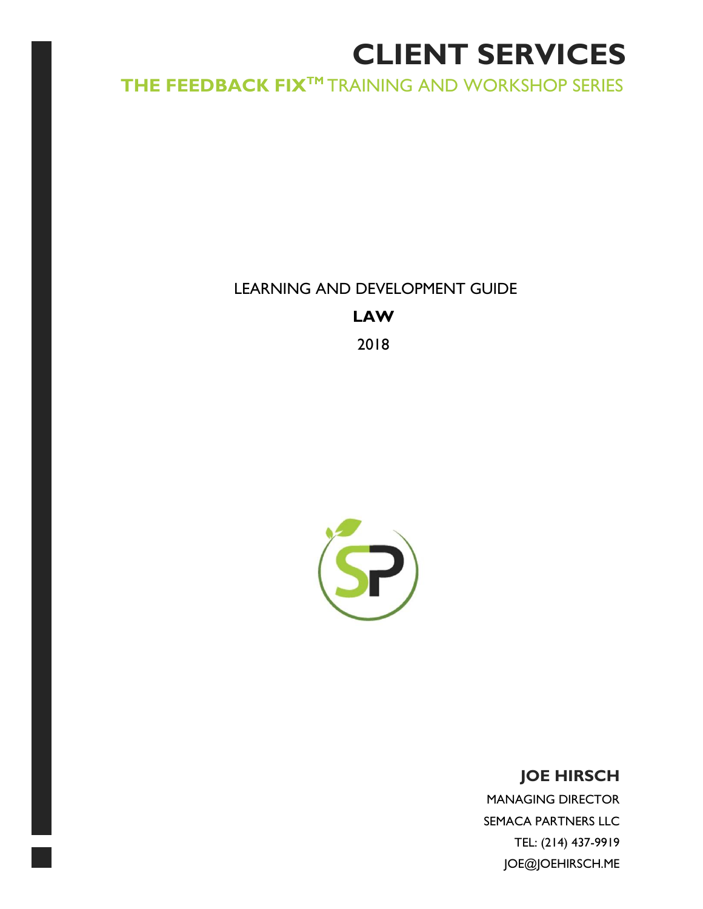# CLIENT SERVICES

## THE FEEDBACK FIX™ TRAINING AND WORKSHOP SERIES

LEARNING AND DEVELOPMENT GUIDE

**LAW**

2018

**JOE HIRSCH**

MANAGING DIRECTOR

SEMACA PARTNERS LLC

TEL: (214) 437-9919

JOE@JOEHIRSCH.ME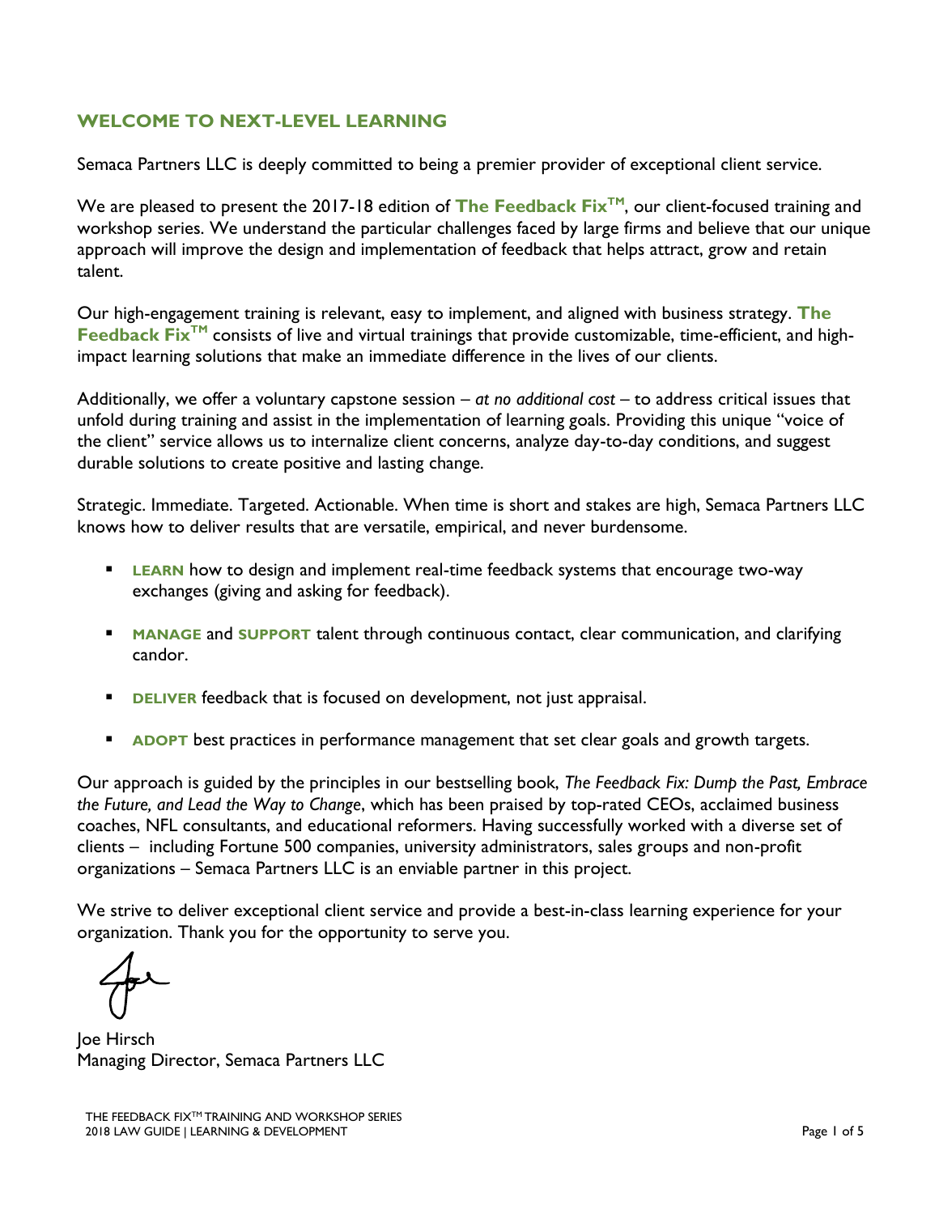## WELCOME TO NEXT-LEVEL LEARNING

Semaca Partners LLC is deeply committed to being a premier provider of exceptional client service.

We are pleased to present the 2017-18 edition of **The Feedback Fix™**, our client-focused training and workshop series. We understand the particular challenges faced by large firms and believe that our unique approach will improve the design and implementation of feedback that helps attract, grow and retain talent.

Our high-engagement training is relevant, easy to implement, and aligned with business strategy. **The Feedback Fix™** consists of live and virtual trainings that provide customizable, time-efficient, and high-impact learning solutions that make an immediate difference in the lives of our clients.

Additionally, we offer a voluntary capstone session – *at no additional cost* – to address critical issues that unfold during training and assist in the implementation of learning goals. Providing this unique "voice of the client" service allows us to internalize client concerns, analyze day-to-day conditions, and suggest durable solutions to create positive and lasting change.

Strategic. Immediate. Targeted. Actionable. When time is short and stakes are high, Semaca Partners LLC knows how to deliver results that are versatile, empirical, and never burdensome.

- **LEARN** how to design and implement real-time feedback systems that encourage two-way exchanges (giving and asking for feedback).
- **MANAGE** and **SUPPORT** talent through continuous contact, clear communication, and clarifying candor.
- **DELIVER** feedback that is focused on development, not just appraisal.
- **ADOPT** best practices in performance management that set clear goals and growth targets.

Our approach is guided by the principles in our bestselling book, *The Feedback Fix: Dump the Past, Embrace the Future, and Lead the Way to Change*, which has been praised by top-rated CEOs, acclaimed business coaches, NFL consultants, and educational reformers. Having successfully worked with a diverse set of clients – including Fortune 500 companies, university administrators, sales groups and non-profit organizations – Semaca Partners LLC is an enviable partner in this project.

We strive to deliver exceptional client service and provide a best-in-class learning experience for your organization. Thank you for the opportunity to serve you.

Joe Hirsch
Managing Director, Semaca Partners LLC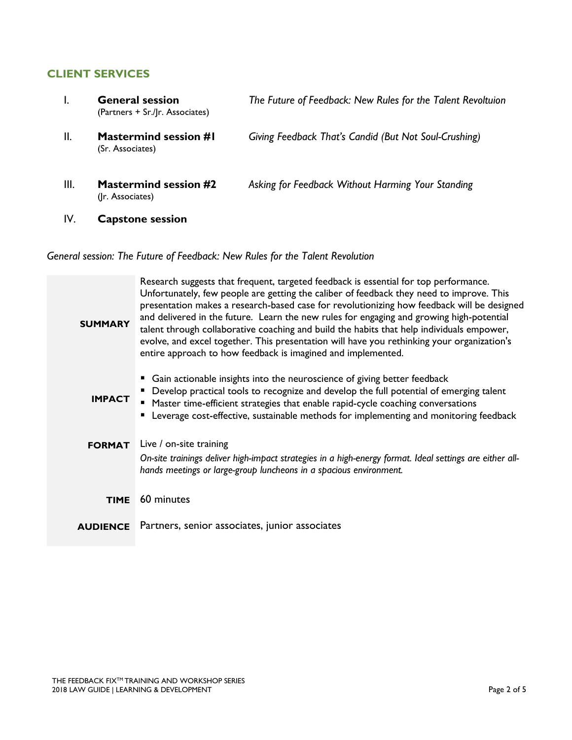## CLIENT SERVICES

| | | |
|---|---|---|
| I. | **General session** (Partners + Sr./Jr. Associates) | *The Future of Feedback: New Rules for the Talent Revoltuion* |
| II. | **Mastermind session #1** (Sr. Associates) | *Giving Feedback That's Candid (But Not Soul-Crushing)* |
| III. | **Mastermind session #2** (Jr. Associates) | *Asking for Feedback Without Harming Your Standing* |
| IV. | **Capstone session** | |

*General session: The Future of Feedback: New Rules for the Talent Revolution*

| | |
|---|---|
| **SUMMARY** | Research suggests that frequent, targeted feedback is essential for top performance. Unfortunately, few people are getting the caliber of feedback they need to improve. This presentation makes a research-based case for revolutionizing how feedback will be designed and delivered in the future. Learn the new rules for engaging and growing high-potential talent through collaborative coaching and build the habits that help individuals empower, evolve, and excel together. This presentation will have you rethinking your organization's entire approach to how feedback is imagined and implemented. |
| **IMPACT** | ▪ Gain actionable insights into the neuroscience of giving better feedback<br>▪ Develop practical tools to recognize and develop the full potential of emerging talent<br>▪ Master time-efficient strategies that enable rapid-cycle coaching conversations<br>▪ Leverage cost-effective, sustainable methods for implementing and monitoring feedback |
| **FORMAT** | Live / on-site training<br>*On-site trainings deliver high-impact strategies in a high-energy format. Ideal settings are either all-hands meetings or large-group luncheons in a spacious environment.* |
| **TIME** | 60 minutes |
| **AUDIENCE** | Partners, senior associates, junior associates |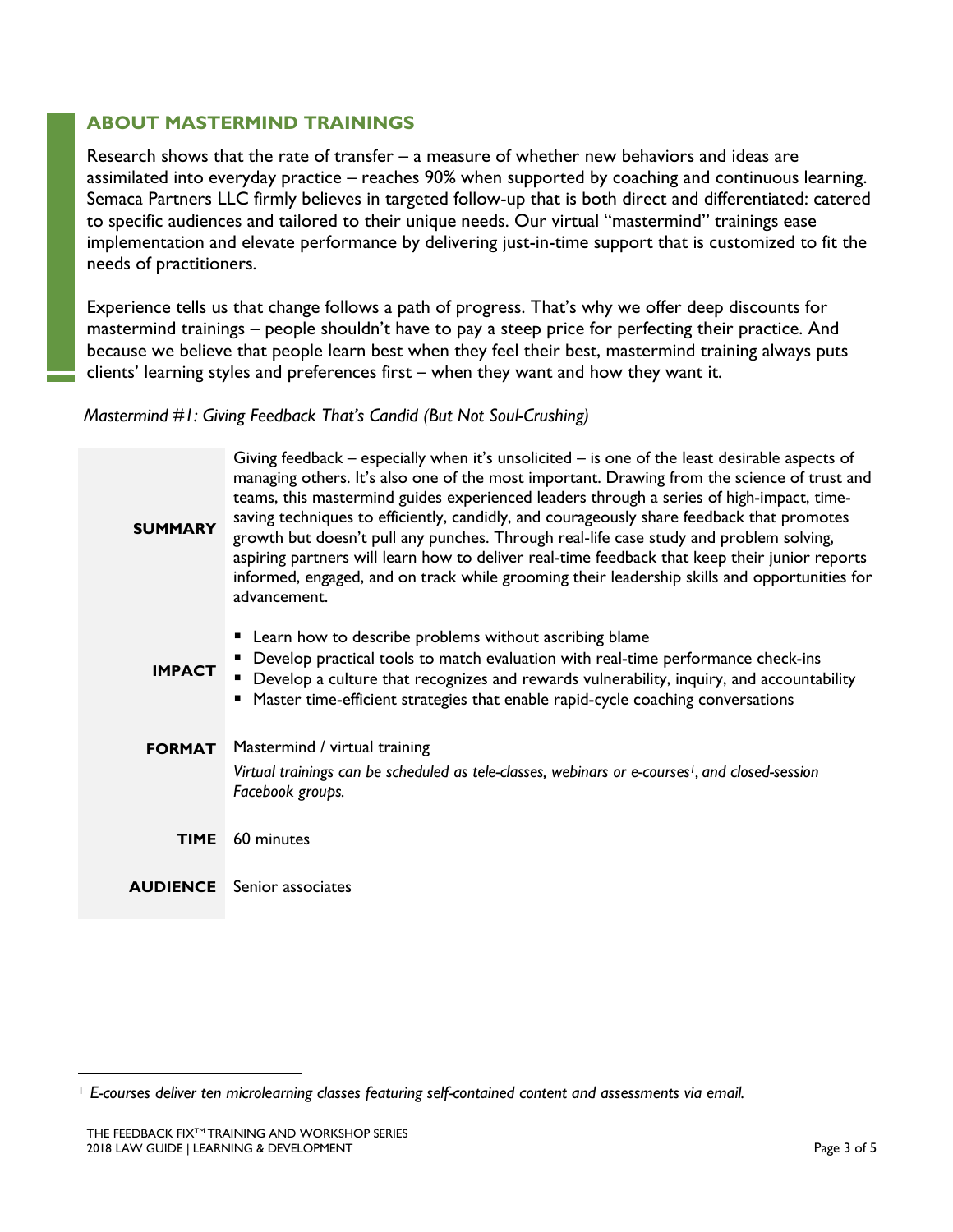## ABOUT MASTERMIND TRAININGS

Research shows that the rate of transfer – a measure of whether new behaviors and ideas are assimilated into everyday practice – reaches 90% when supported by coaching and continuous learning. Semaca Partners LLC firmly believes in targeted follow-up that is both direct and differentiated: catered to specific audiences and tailored to their unique needs. Our virtual "mastermind" trainings ease implementation and elevate performance by delivering just-in-time support that is customized to fit the needs of practitioners.

Experience tells us that change follows a path of progress. That's why we offer deep discounts for mastermind trainings – people shouldn't have to pay a steep price for perfecting their practice. And because we believe that people learn best when they feel their best, mastermind training always puts clients' learning styles and preferences first – when they want and how they want it.

*Mastermind #1: Giving Feedback That's Candid (But Not Soul-Crushing)*

| | |
|---|---|
| **SUMMARY** | Giving feedback – especially when it's unsolicited – is one of the least desirable aspects of managing others. It's also one of the most important. Drawing from the science of trust and teams, this mastermind guides experienced leaders through a series of high-impact, time-saving techniques to efficiently, candidly, and courageously share feedback that promotes growth but doesn't pull any punches. Through real-life case study and problem solving, aspiring partners will learn how to deliver real-time feedback that keep their junior reports informed, engaged, and on track while grooming their leadership skills and opportunities for advancement. |
| **IMPACT** | ▪ Learn how to describe problems without ascribing blame<br>▪ Develop practical tools to match evaluation with real-time performance check-ins<br>▪ Develop a culture that recognizes and rewards vulnerability, inquiry, and accountability<br>▪ Master time-efficient strategies that enable rapid-cycle coaching conversations |
| **FORMAT** | Mastermind / virtual training<br>*Virtual trainings can be scheduled as tele-classes, webinars or e-courses[1], and closed-session Facebook groups.* |
| **TIME** | 60 minutes |
| **AUDIENCE** | Senior associates |

[1] *E-courses deliver ten microlearning classes featuring self-contained content and assessments via email.*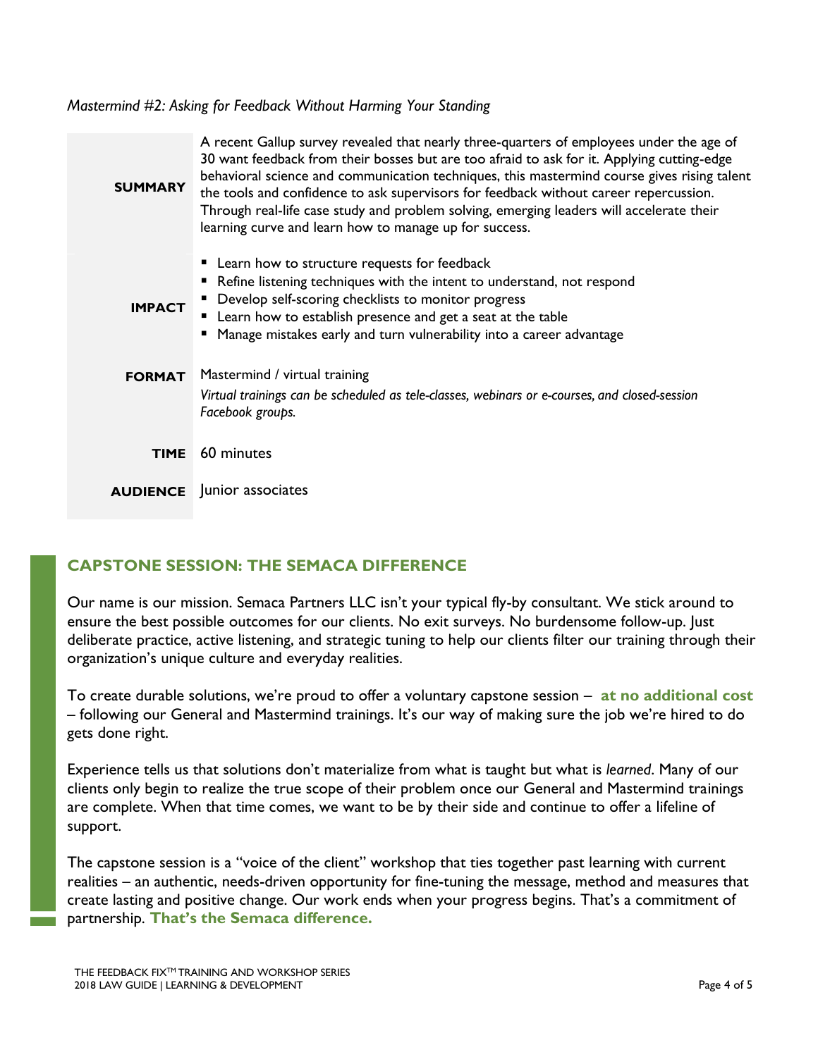*Mastermind #2: Asking for Feedback Without Harming Your Standing*

| | |
|---|---|
| **SUMMARY** | A recent Gallup survey revealed that nearly three-quarters of employees under the age of 30 want feedback from their bosses but are too afraid to ask for it. Applying cutting-edge behavioral science and communication techniques, this mastermind course gives rising talent the tools and confidence to ask supervisors for feedback without career repercussion. Through real-life case study and problem solving, emerging leaders will accelerate their learning curve and learn how to manage up for success. |
| **IMPACT** | ▪ Learn how to structure requests for feedback<br>▪ Refine listening techniques with the intent to understand, not respond<br>▪ Develop self-scoring checklists to monitor progress<br>▪ Learn how to establish presence and get a seat at the table<br>▪ Manage mistakes early and turn vulnerability into a career advantage |
| **FORMAT** | Mastermind / virtual training<br>*Virtual trainings can be scheduled as tele-classes, webinars or e-courses, and closed-session Facebook groups.* |
| **TIME** | 60 minutes |
| **AUDIENCE** | Junior associates |

## CAPSTONE SESSION: THE SEMACA DIFFERENCE

Our name is our mission. Semaca Partners LLC isn't your typical fly-by consultant. We stick around to ensure the best possible outcomes for our clients. No exit surveys. No burdensome follow-up. Just deliberate practice, active listening, and strategic tuning to help our clients filter our training through their organization's unique culture and everyday realities.

To create durable solutions, we're proud to offer a voluntary capstone session – **at no additional cost** – following our General and Mastermind trainings. It's our way of making sure the job we're hired to do gets done right.

Experience tells us that solutions don't materialize from what is taught but what is *learned*. Many of our clients only begin to realize the true scope of their problem once our General and Mastermind trainings are complete. When that time comes, we want to be by their side and continue to offer a lifeline of support.

The capstone session is a "voice of the client" workshop that ties together past learning with current realities – an authentic, needs-driven opportunity for fine-tuning the message, method and measures that create lasting and positive change. Our work ends when your progress begins. That's a commitment of partnership. **That's the Semaca difference.**

THE FEEDBACK FIX™ TRAINING AND WORKSHOP SERIES
2018 LAW GUIDE | LEARNING & DEVELOPMENT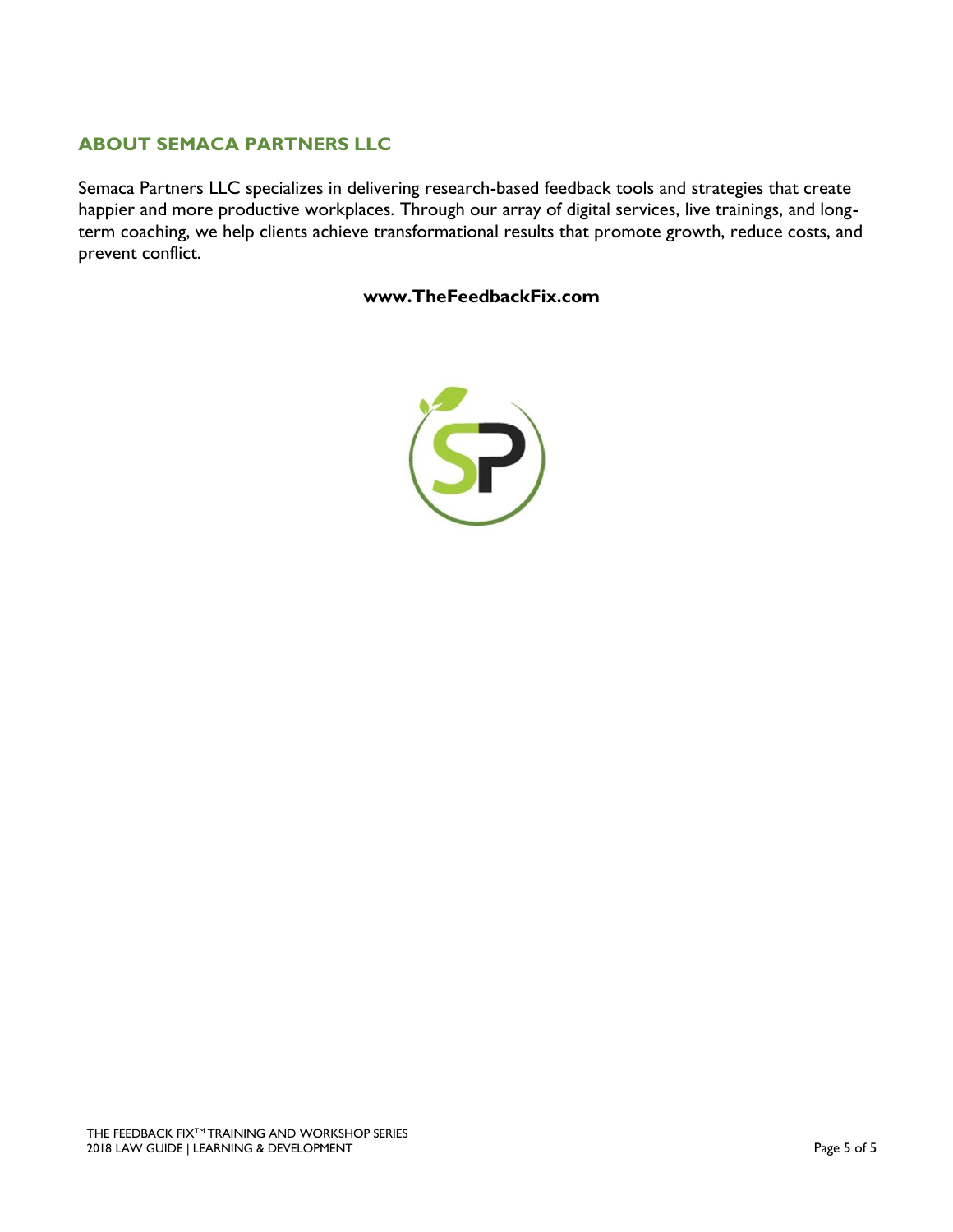## ABOUT SEMACA PARTNERS LLC

Semaca Partners LLC specializes in delivering research-based feedback tools and strategies that create happier and more productive workplaces. Through our array of digital services, live trainings, and long-term coaching, we help clients achieve transformational results that promote growth, reduce costs, and prevent conflict.

**www.TheFeedbackFix.com**